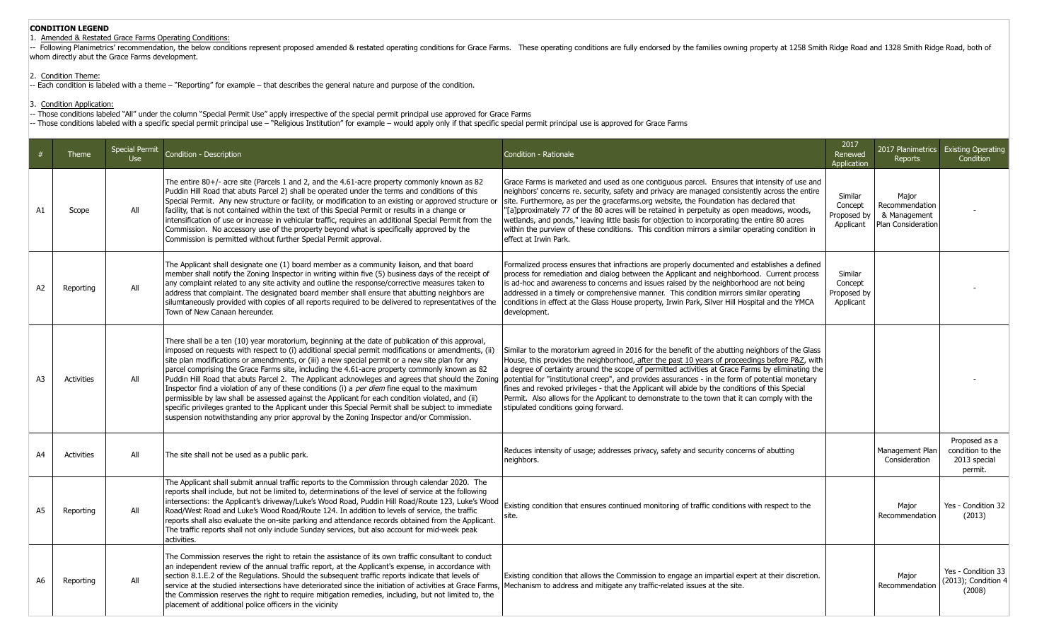**CONDITION LEGEND**

1. Amended & Restated Grace Farms Operating Conditions:

-- Following Planimetrics' recommendation, the below conditions represent proposed amended & restated operating conditions for Grace Farms. These operating conditions are fully endorsed by the families owning property at 1258 Smith Ridge Road and 1328 Smith Ridge Road, both of whom directly abut the Grace Farms development.

2. Condition Theme:

-- Each condition is labeled with a theme – "Reporting" for example – that describes the general nature and purpose of the condition.

3. Condition Application:

-- Those conditions labeled "All" under the column "Special Permit Use" apply irrespective of the special permit principal use approved for Grace Farms

-- Those conditions labeled with a specific special permit principal use – "Religious Institution" for example – would apply only if that specific special permit principal use is approved for Grace Farms

| # | Theme | Special Permit Use | Condition - Description | Condition - Rationale | 2017 Renewed Application | 2017 Planimetrics Reports | Existing Operating Condition |
|---|---|---|---|---|---|---|---|
| A1 | Scope | All | The entire 80+/- acre site (Parcels 1 and 2, and the 4.61-acre property commonly known as 82 Puddin Hill Road that abuts Parcel 2) shall be operated under the terms and conditions of this Special Permit. Any new structure or facility, or modification to an existing or approved structure or facility, that is not contained within the text of this Special Permit or results in a change or intensification of use or increase in vehicular traffic, requires an additional Special Permit from the Commission. No accessory use of the property beyond what is specifically approved by the Commission is permitted without further Special Permit approval. | Grace Farms is marketed and used as one contiguous parcel. Ensures that intensity of use and neighbors' concerns re. security, safety and privacy are managed consistently across the entire site. Furthermore, as per the gracefarms.org website, the Foundation has declared that "[a]pproximately 77 of the 80 acres will be retained in perpetuity as open meadows, woods, wetlands, and ponds," leaving little basis for objection to incorporating the entire 80 acres within the purview of these conditions. This condition mirrors a similar operating condition in effect at Irwin Park. | Similar Concept Proposed by Applicant | Major Recommendation & Management Plan Consideration | - |
| A2 | Reporting | All | The Applicant shall designate one (1) board member as a community liaison, and that board member shall notify the Zoning Inspector in writing within five (5) business days of the receipt of any complaint related to any site activity and outline the response/corrective measures taken to address that complaint. The designated board member shall ensure that abutting neighbors are silumtaneously provided with copies of all reports required to be delivered to representatives of the Town of New Canaan hereunder. | Formalized process ensures that infractions are properly documented and establishes a defined process for remediation and dialog between the Applicant and neighborhood. Current process is ad-hoc and awareness to concerns and issues raised by the neighborhood are not being addressed in a timely or comprehensive manner. This condition mirrors similar operating conditions in effect at the Glass House property, Irwin Park, Silver Hill Hospital and the YMCA development. | Similar Concept Proposed by Applicant | | - |
| A3 | Activities | All | There shall be a ten (10) year moratorium, beginning at the date of publication of this approval, imposed on requests with respect to (i) additional special permit modifications or amendments, (ii) site plan modifications or amendments, or (iii) a new special permit or a new site plan for any parcel comprising the Grace Farms site, including the 4.61-acre property commonly known as 82 Puddin Hill Road that abuts Parcel 2. The Applicant acknowledges and agrees that should the Zoning Inspector find a violation of any of these conditions (i) a *per diem* fine equal to the maximum permissible by law shall be assessed against the Applicant for each condition violated, and (ii) specific privileges granted to the Applicant under this Special Permit shall be subject to immediate suspension notwithstanding any prior approval by the Zoning Inspector and/or Commission. | Similar to the moratorium agreed in 2016 for the benefit of the abutting neighbors of the Glass House, this provides the neighborhood, after the past 10 years of proceedings before P&Z, with a degree of certainty around the scope of permitted activities at Grace Farms by eliminating the potential for "institutional creep", and provides assurances - in the form of potential monetary fines and revoked privileges - that the Applicant will abide by the conditions of this Special Permit. Also allows for the Applicant to demonstrate to the town that it can comply with the stipulated conditions going forward. | | | - |
| A4 | Activities | All | The site shall not be used as a public park. | Reduces intensity of usage; addresses privacy, safety and security concerns of abutting neighbors. | | Management Plan Consideration | Proposed as a condition to the 2013 special permit. |
| A5 | Reporting | All | The Applicant shall submit annual traffic reports to the Commission through calendar 2020. The reports shall include, but not be limited to, determinations of the level of service at the following intersections: the Applicant's driveway/Luke's Wood Road, Puddin Hill Road/Route 123, Luke's Wood Road/West Road and Luke's Wood Road/Route 124. In addition to levels of service, the traffic reports shall also evaluate the on-site parking and attendance records obtained from the Applicant. The traffic reports shall not only include Sunday services, but also account for mid-week peak activities. | Existing condition that ensures continued monitoring of traffic conditions with respect to the site. | | Major Recommendation | Yes - Condition 32 (2013) |
| A6 | Reporting | All | The Commission reserves the right to retain the assistance of its own traffic consultant to conduct an independent review of the annual traffic report, at the Applicant's expense, in accordance with section 8.1.E.2 of the Regulations. Should the subsequent traffic reports indicate that levels of service at the studied intersections have deteriorated since the initiation of activities at Grace Farms, the Commission reserves the right to require mitigation remedies, including, but not limited to, the placement of additional police officers in the vicinity | Existing condition that allows the Commission to engage an impartial expert at their discretion. Mechanism to address and mitigate any traffic-related issues at the site. | | Major Recommendation | Yes - Condition 33 (2013); Condition 4 (2008) |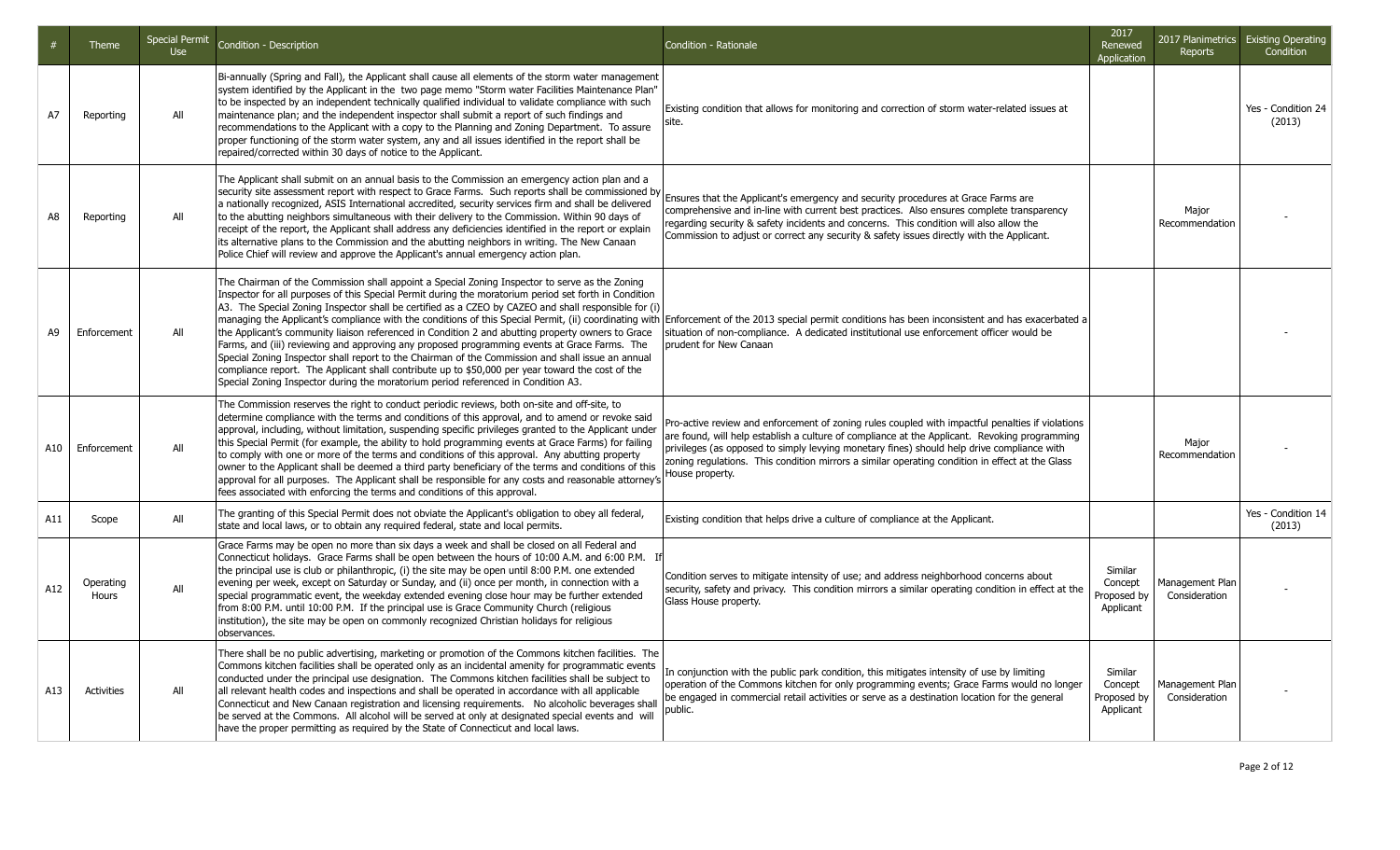| # | Theme | Special Permit Use | Condition - Description | Condition - Rationale | 2017 Renewed Application | 2017 Planimetrics Reports | Existing Operating Condition |
|---|---|---|---|---|---|---|---|
| A7 | Reporting | All | Bi-annually (Spring and Fall), the Applicant shall cause all elements of the storm water management system identified by the Applicant in the two page memo "Storm water Facilities Maintenance Plan" to be inspected by an independent technically qualified individual to validate compliance with such maintenance plan; and the independent inspector shall submit a report of such findings and recommendations to the Applicant with a copy to the Planning and Zoning Department. To assure proper functioning of the storm water system, any and all issues identified in the report shall be repaired/corrected within 30 days of notice to the Applicant. | Existing condition that allows for monitoring and correction of storm water-related issues at site. | | | Yes - Condition 24 (2013) |
| A8 | Reporting | All | The Applicant shall submit on an annual basis to the Commission an emergency action plan and a security site assessment report with respect to Grace Farms. Such reports shall be commissioned by a nationally recognized, ASIS International accredited, security services firm and shall be delivered to the abutting neighbors simultaneous with their delivery to the Commission. Within 90 days of receipt of the report, the Applicant shall address any deficiencies identified in the report or explain its alternative plans to the Commission and the abutting neighbors in writing. The New Canaan Police Chief will review and approve the Applicant's annual emergency action plan. | Ensures that the Applicant's emergency and security procedures at Grace Farms are comprehensive and in-line with current best practices. Also ensures complete transparency regarding security & safety incidents and concerns. This condition will also allow the Commission to adjust or correct any security & safety issues directly with the Applicant. | | Major Recommendation | - |
| A9 | Enforcement | All | The Chairman of the Commission shall appoint a Special Zoning Inspector to serve as the Zoning Inspector for all purposes of this Special Permit during the moratorium period set forth in Condition A3. The Special Zoning Inspector shall be certified as a CZEO by CAZEO and shall responsible for (i) managing the Applicant's compliance with the conditions of this Special Permit, (ii) coordinating with the Applicant's community liaison referenced in Condition 2 and abutting property owners to Grace Farms, and (iii) reviewing and approving any proposed programming events at Grace Farms. The Special Zoning Inspector shall report to the Chairman of the Commission and shall issue an annual compliance report. The Applicant shall contribute up to $50,000 per year toward the cost of the Special Zoning Inspector during the moratorium period referenced in Condition A3. | Enforcement of the 2013 special permit conditions has been inconsistent and has exacerbated a situation of non-compliance. A dedicated institutional use enforcement officer would be prudent for New Canaan | | | - |
| A10 | Enforcement | All | The Commission reserves the right to conduct periodic reviews, both on-site and off-site, to determine compliance with the terms and conditions of this approval, and to amend or revoke said approval, including, without limitation, suspending specific privileges granted to the Applicant under this Special Permit (for example, the ability to hold programming events at Grace Farms) for failing to comply with one or more of the terms and conditions of this approval. Any abutting property owner to the Applicant shall be deemed a third party beneficiary of the terms and conditions of this approval for all purposes. The Applicant shall be responsible for any costs and reasonable attorney's fees associated with enforcing the terms and conditions of this approval. | Pro-active review and enforcement of zoning rules coupled with impactful penalties if violations are found, will help establish a culture of compliance at the Applicant. Revoking programming privileges (as opposed to simply levying monetary fines) should help drive compliance with zoning regulations. This condition mirrors a similar operating condition in effect at the Glass House property. | | Major Recommendation | - |
| A11 | Scope | All | The granting of this Special Permit does not obviate the Applicant's obligation to obey all federal, state and local laws, or to obtain any required federal, state and local permits. | Existing condition that helps drive a culture of compliance at the Applicant. | | | Yes - Condition 14 (2013) |
| A12 | Operating Hours | All | Grace Farms may be open no more than six days a week and shall be closed on all Federal and Connecticut holidays. Grace Farms shall be open between the hours of 10:00 A.M. and 6:00 P.M. If the principal use is club or philanthropic, (i) the site may be open until 8:00 P.M. one extended evening per week, except on Saturday or Sunday, and (ii) once per month, in connection with a special programmatic event, the weekday extended evening close hour may be further extended from 8:00 P.M. until 10:00 P.M. If the principal use is Grace Community Church (religious institution), the site may be open on commonly recognized Christian holidays for religious observances. | Condition serves to mitigate intensity of use; and address neighborhood concerns about security, safety and privacy. This condition mirrors a similar operating condition in effect at the Glass House property. | Similar Concept Proposed by Applicant | Management Plan Consideration | - |
| A13 | Activities | All | There shall be no public advertising, marketing or promotion of the Commons kitchen facilities. The Commons kitchen facilities shall be operated only as an incidental amenity for programmatic events conducted under the principal use designation. The Commons kitchen facilities shall be subject to all relevant health codes and inspections and shall be operated in accordance with all applicable Connecticut and New Canaan registration and licensing requirements. No alcoholic beverages shall be served at the Commons. All alcohol will be served at only at designated special events and will have the proper permitting as required by the State of Connecticut and local laws. | In conjunction with the public park condition, this mitigates intensity of use by limiting operation of the Commons kitchen for only programming events; Grace Farms would no longer be engaged in commercial retail activities or serve as a destination location for the general public. | Similar Concept Proposed by Applicant | Management Plan Consideration | - |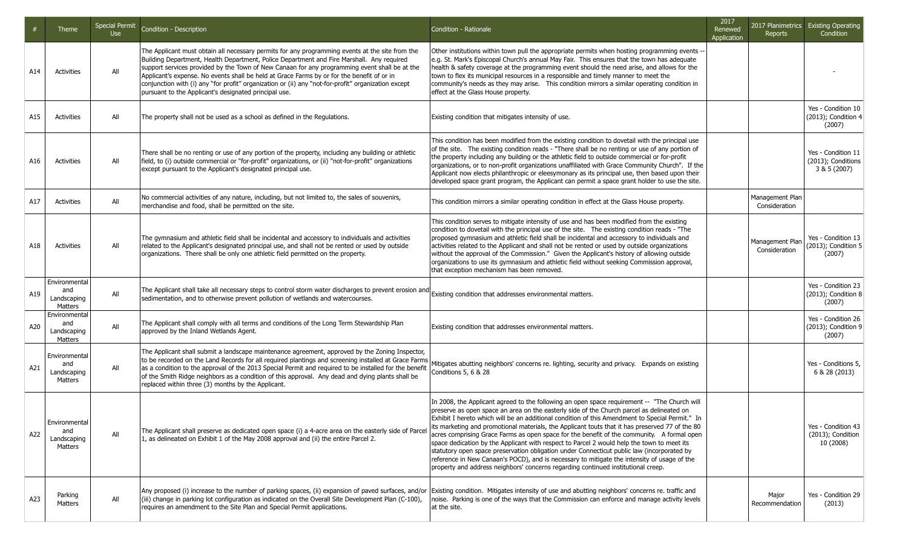| # | Theme | Special Permit Use | Condition - Description | Condition - Rationale | 2017 Renewed Application | 2017 Planimetrics Reports | Existing Operating Condition |
|---|---|---|---|---|---|---|---|
| A14 | Activities | All | The Applicant must obtain all necessary permits for any programming events at the site from the Building Department, Health Department, Police Department and Fire Marshall. Any required support services provided by the Town of New Canaan for any programming event shall be at the Applicant's expense. No events shall be held at Grace Farms by or for the benefit of or in conjunction with (i) any "for profit" organization or (ii) any "not-for-profit" organization except pursuant to the Applicant's designated principal use. | Other institutions within town pull the appropriate permits when hosting programming events -- e.g. St. Mark's Episcopal Church's annual May Fair. This ensures that the town has adequate health & safety coverage at the programming event should the need arise, and allows for the town to flex its municipal resources in a responsible and timely manner to meet the community's needs as they may arise. This condition mirrors a similar operating condition in effect at the Glass House property. | | | - |
| A15 | Activities | All | The property shall not be used as a school as defined in the Regulations. | Existing condition that mitigates intensity of use. | | | Yes - Condition 10 (2013); Condition 4 (2007) |
| A16 | Activities | All | There shall be no renting or use of any portion of the property, including any building or athletic field, to (i) outside commercial or "for-profit" organizations, or (ii) "not-for-profit" organizations except pursuant to the Applicant's designated principal use. | This condition has been modified from the existing condition to dovetail with the principal use of the site. The existing condition reads - "There shall be no renting or use of any portion of the property including any building or the athletic field to outside commercial or for-profit organizations, or to non-profit organizations unaffiliated with Grace Community Church". If the Applicant now elects philanthropic or eleesymonary as its principal use, then based upon their developed space grant program, the Applicant can permit a space grant holder to use the site. | | | Yes - Condition 11 (2013); Conditions 3 & 5 (2007) |
| A17 | Activities | All | No commercial activities of any nature, including, but not limited to, the sales of souvenirs, merchandise and food, shall be permitted on the site. | This condition mirrors a similar operating condition in effect at the Glass House property. | | Management Plan Consideration | |
| A18 | Activities | All | The gymnasium and athletic field shall be incidental and accessory to individuals and activities related to the Applicant's designated principal use, and shall not be rented or used by outside organizations. There shall be only one athletic field permitted on the property. | This condition serves to mitigate intensity of use and has been modified from the existing condition to dovetail with the principal use of the site. The existing condition reads - "The proposed gymnasium and athletic field shall be incidental and accessory to individuals and activities related to the Applicant and shall not be rented or used by outside organizations without the approval of the Commission." Given the Applicant's history of allowing outside organizations to use its gymnasium and athletic field without seeking Commission approval, that exception mechanism has been removed. | | Management Plan Consideration | Yes - Condition 13 (2013); Condition 5 (2007) |
| A19 | Environmental and Landscaping Matters | All | The Applicant shall take all necessary steps to control storm water discharges to prevent erosion and sedimentation, and to otherwise prevent pollution of wetlands and watercourses. | Existing condition that addresses environmental matters. | | | Yes - Condition 23 (2013); Condition 8 (2007) |
| A20 | Environmental and Landscaping Matters | All | The Applicant shall comply with all terms and conditions of the Long Term Stewardship Plan approved by the Inland Wetlands Agent. | Existing condition that addresses environmental matters. | | | Yes - Condition 26 (2013); Condition 9 (2007) |
| A21 | Environmental and Landscaping Matters | All | The Applicant shall submit a landscape maintenance agreement, approved by the Zoning Inspector, to be recorded on the Land Records for all required plantings and screening installed at Grace Farms as a condition to the approval of the 2013 Special Permit and required to be installed for the benefit of the Smith Ridge neighbors as a condition of this approval. Any dead and dying plants shall be replaced within three (3) months by the Applicant. | Mitigates abutting neighbors' concerns re. lighting, security and privacy. Expands on existing Conditions 5, 6 & 28 | | | Yes - Conditions 5, 6 & 28 (2013) |
| A22 | Environmental and Landscaping Matters | All | The Applicant shall preserve as dedicated open space (i) a 4-acre area on the easterly side of Parcel 1, as delineated on Exhibit 1 of the May 2008 approval and (ii) the entire Parcel 2. | In 2008, the Applicant agreed to the following an open space requirement -- "The Church will preserve as open space an area on the easterly side of the Church parcel as delineated on Exhibit I hereto which will be an additional condition of this Amendment to Special Permit." In its marketing and promotional materials, the Applicant touts that it has preserved 77 of the 80 acres comprising Grace Farms as open space for the benefit of the community. A formal open space dedication by the Applicant with respect to Parcel 2 would help the town to meet its statutory open space preservation obligation under Connecticut public law (incorporated by reference in New Canaan's POCD), and is necessary to mitigate the intensity of usage of the property and address neighbors' concerns regarding continued institutional creep. | | | Yes - Condition 43 (2013); Condition 10 (2008) |
| A23 | Parking Matters | All | Any proposed (i) increase to the number of parking spaces, (ii) expansion of paved surfaces, and/or (iii) change in parking lot configuration as indicated on the Overall Site Development Plan (C-100), requires an amendment to the Site Plan and Special Permit applications. | Existing condition. Mitigates intensity of use and abutting neighbors' concerns re. traffic and noise. Parking is one of the ways that the Commission can enforce and manage activity levels at the site. | | Major Recommendation | Yes - Condition 29 (2013) |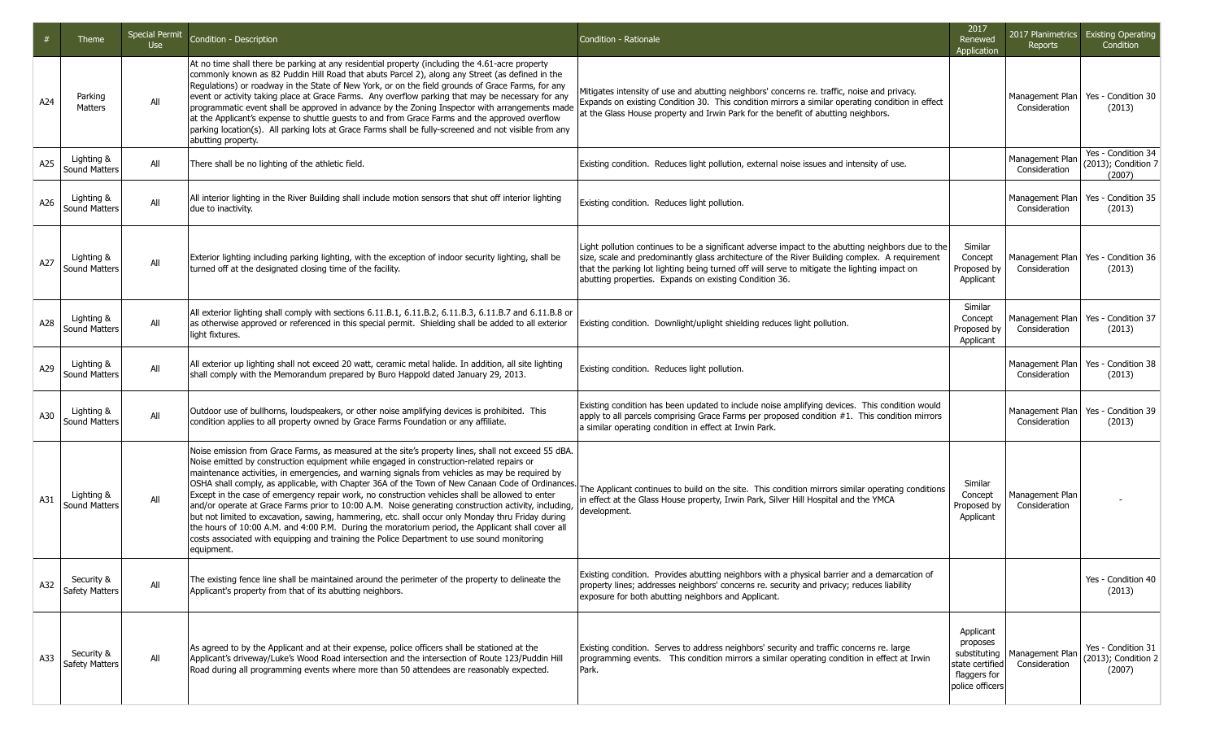| # | Theme | Special Permit Use | Condition - Description | Condition - Rationale | 2017 Renewed Application | 2017 Planimetrics Reports | Existing Operating Condition |
|---|---|---|---|---|---|---|---|
| A24 | Parking Matters | All | At no time shall there be parking at any residential property (including the 4.61-acre property commonly known as 82 Puddin Hill Road that abuts Parcel 2), along any Street (as defined in the Regulations) or roadway in the State of New York, or on the field grounds of Grace Farms, for any event or activity taking place at Grace Farms. Any overflow parking that may be necessary for any programmatic event shall be approved in advance by the Zoning Inspector with arrangements made at the Applicant's expense to shuttle guests to and from Grace Farms and the approved overflow parking location(s). All parking lots at Grace Farms shall be fully-screened and not visible from any abutting property. | Mitigates intensity of use and abutting neighbors' concerns re. traffic, noise and privacy. Expands on existing Condition 30. This condition mirrors a similar operating condition in effect at the Glass House property and Irwin Park for the benefit of abutting neighbors. | | Management Plan Consideration | Yes - Condition 30 (2013) |
| A25 | Lighting & Sound Matters | All | There shall be no lighting of the athletic field. | Existing condition. Reduces light pollution, external noise issues and intensity of use. | | Management Plan Consideration | Yes - Condition 34 (2013); Condition 7 (2007) |
| A26 | Lighting & Sound Matters | All | All interior lighting in the River Building shall include motion sensors that shut off interior lighting due to inactivity. | Existing condition. Reduces light pollution. | | Management Plan Consideration | Yes - Condition 35 (2013) |
| A27 | Lighting & Sound Matters | All | Exterior lighting including parking lighting, with the exception of indoor security lighting, shall be turned off at the designated closing time of the facility. | Light pollution continues to be a significant adverse impact to the abutting neighbors due to the size, scale and predominantly glass architecture of the River Building complex. A requirement that the parking lot lighting being turned off will serve to mitigate the lighting impact on abutting properties. Expands on existing Condition 36. | Similar Concept Proposed by Applicant | Management Plan Consideration | Yes - Condition 36 (2013) |
| A28 | Lighting & Sound Matters | All | All exterior lighting shall comply with sections 6.11.B.1, 6.11.B.2, 6.11.B.3, 6.11.B.7 and 6.11.B.8 or as otherwise approved or referenced in this special permit. Shielding shall be added to all exterior light fixtures. | Existing condition. Downlight/uplight shielding reduces light pollution. | Similar Concept Proposed by Applicant | Management Plan Consideration | Yes - Condition 37 (2013) |
| A29 | Lighting & Sound Matters | All | All exterior up lighting shall not exceed 20 watt, ceramic metal halide. In addition, all site lighting shall comply with the Memorandum prepared by Buro Happold dated January 29, 2013. | Existing condition. Reduces light pollution. | | Management Plan Consideration | Yes - Condition 38 (2013) |
| A30 | Lighting & Sound Matters | All | Outdoor use of bullhorns, loudspeakers, or other noise amplifying devices is prohibited. This condition applies to all property owned by Grace Farms Foundation or any affiliate. | Existing condition has been updated to include noise amplifying devices. This condition would apply to all parcels comprising Grace Farms per proposed condition #1. This condition mirrors a similar operating condition in effect at Irwin Park. | | Management Plan Consideration | Yes - Condition 39 (2013) |
| A31 | Lighting & Sound Matters | All | Noise emission from Grace Farms, as measured at the site's property lines, shall not exceed 55 dBA. Noise emitted by construction equipment while engaged in construction-related repairs or maintenance activities, in emergencies, and warning signals from vehicles as may be required by OSHA shall comply, as applicable, with Chapter 36A of the Town of New Canaan Code of Ordinances. Except in the case of emergency repair work, no construction vehicles shall be allowed to enter and/or operate at Grace Farms prior to 10:00 A.M. Noise generating construction activity, including, but not limited to excavation, sawing, hammering, etc. shall occur only Monday thru Friday during the hours of 10:00 A.M. and 4:00 P.M. During the moratorium period, the Applicant shall cover all costs associated with equipping and training the Police Department to use sound monitoring equipment. | The Applicant continues to build on the site. This condition mirrors similar operating conditions in effect at the Glass House property, Irwin Park, Silver Hill Hospital and the YMCA development. | Similar Concept Proposed by Applicant | Management Plan Consideration | - |
| A32 | Security & Safety Matters | All | The existing fence line shall be maintained around the perimeter of the property to delineate the Applicant's property from that of its abutting neighbors. | Existing condition. Provides abutting neighbors with a physical barrier and a demarcation of property lines; addresses neighbors' concerns re. security and privacy; reduces liability exposure for both abutting neighbors and Applicant. | | | Yes - Condition 40 (2013) |
| A33 | Security & Safety Matters | All | As agreed to by the Applicant and at their expense, police officers shall be stationed at the Applicant's driveway/Luke's Wood Road intersection and the intersection of Route 123/Puddin Hill Road during all programming events where more than 50 attendees are reasonably expected. | Existing condition. Serves to address neighbors' security and traffic concerns re. large programming events. This condition mirrors a similar operating condition in effect at Irwin Park. | Applicant proposes substituting state certified flaggers for police officers | Management Plan Consideration | Yes - Condition 31 (2013); Condition 2 (2007) |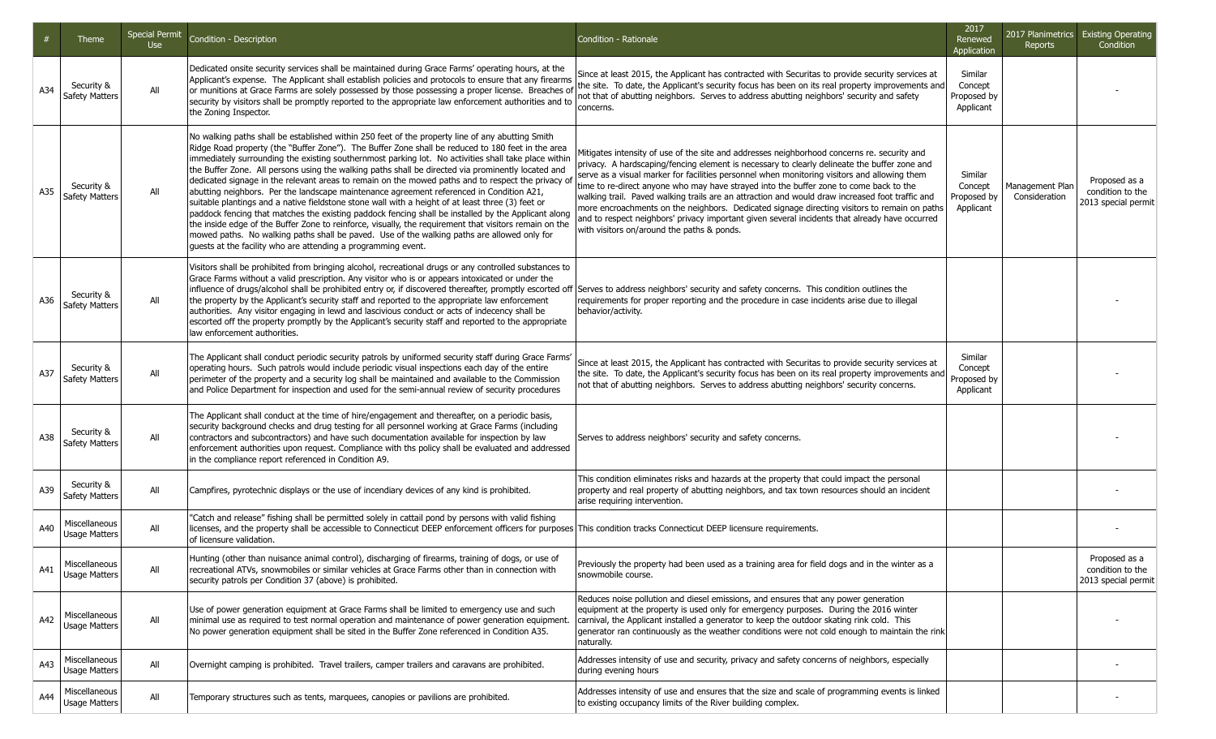| # | Theme | Special Permit Use | Condition - Description | Condition - Rationale | 2017 Renewed Application | 2017 Planimetrics Reports | Existing Operating Condition |
|---|---|---|---|---|---|---|---|
| A34 | Security & Safety Matters | All | Dedicated onsite security services shall be maintained during Grace Farms' operating hours, at the Applicant's expense. The Applicant shall establish policies and protocols to ensure that any firearms or munitions at Grace Farms are solely possessed by those possessing a proper license. Breaches of security by visitors shall be promptly reported to the appropriate law enforcement authorities and to the Zoning Inspector. | Since at least 2015, the Applicant has contracted with Securitas to provide security services at the site. To date, the Applicant's security focus has been on its real property improvements and not that of abutting neighbors. Serves to address abutting neighbors' security and safety concerns. | Similar Concept Proposed by Applicant | | - |
| A35 | Security & Safety Matters | All | No walking paths shall be established within 250 feet of the property line of any abutting Smith Ridge Road property (the "Buffer Zone"). The Buffer Zone shall be reduced to 180 feet in the area immediately surrounding the existing southernmost parking lot. No activities shall take place within the Buffer Zone. All persons using the walking paths shall be directed via prominently located and dedicated signage in the relevant areas to remain on the mowed paths and to respect the privacy of abutting neighbors. Per the landscape maintenance agreement referenced in Condition A21, suitable plantings and a native fieldstone stone wall with a height of at least three (3) feet or paddock fencing that matches the existing paddock fencing shall be installed by the Applicant along the inside edge of the Buffer Zone to reinforce, visually, the requirement that visitors remain on the mowed paths. No walking paths shall be paved. Use of the walking paths are allowed only for guests at the facility who are attending a programming event. | Mitigates intensity of use of the site and addresses neighborhood concerns re. security and privacy. A hardscaping/fencing element is necessary to clearly delineate the buffer zone and serve as a visual marker for facilities personnel when monitoring visitors and allowing them time to re-direct anyone who may have strayed into the buffer zone to come back to the walking trail. Paved walking trails are an attraction and would draw increased foot traffic and more encroachments on the neighbors. Dedicated signage directing visitors to remain on paths and to respect neighbors' privacy important given several incidents that already have occurred with visitors on/around the paths & ponds. | Similar Concept Proposed by Applicant | Management Plan Consideration | Proposed as a condition to the 2013 special permit |
| A36 | Security & Safety Matters | All | Visitors shall be prohibited from bringing alcohol, recreational drugs or any controlled substances to Grace Farms without a valid prescription. Any visitor who is or appears intoxicated or under the influence of drugs/alcohol shall be prohibited entry or, if discovered thereafter, promptly escorted off the property by the Applicant's security staff and reported to the appropriate law enforcement authorities. Any visitor engaging in lewd and lascivious conduct or acts of indecency shall be escorted off the property promptly by the Applicant's security staff and reported to the appropriate law enforcement authorities. | Serves to address neighbors' security and safety concerns. This condition outlines the requirements for proper reporting and the procedure in case incidents arise due to illegal behavior/activity. | | | - |
| A37 | Security & Safety Matters | All | The Applicant shall conduct periodic security patrols by uniformed security staff during Grace Farms' operating hours. Such patrols would include periodic visual inspections each day of the entire perimeter of the property and a security log shall be maintained and available to the Commission and Police Department for inspection and used for the semi-annual review of security procedures | Since at least 2015, the Applicant has contracted with Securitas to provide security services at the site. To date, the Applicant's security focus has been on its real property improvements and not that of abutting neighbors. Serves to address abutting neighbors' security concerns. | Similar Concept Proposed by Applicant | | - |
| A38 | Security & Safety Matters | All | The Applicant shall conduct at the time of hire/engagement and thereafter, on a periodic basis, security background checks and drug testing for all personnel working at Grace Farms (including contractors and subcontractors) and have such documentation available for inspection by law enforcement authorities upon request. Compliance with ths policy shall be evaluated and addressed in the compliance report referenced in Condition A9. | Serves to address neighbors' security and safety concerns. | | | - |
| A39 | Security & Safety Matters | All | Campfires, pyrotechnic displays or the use of incendiary devices of any kind is prohibited. | This condition eliminates risks and hazards at the property that could impact the personal property and real property of abutting neighbors, and tax town resources should an incident arise requiring intervention. | | | - |
| A40 | Miscellaneous Usage Matters | All | "Catch and release" fishing shall be permitted solely in cattail pond by persons with valid fishing licenses, and the property shall be accessible to Connecticut DEEP enforcement officers for purposes of licensure validation. | This condition tracks Connecticut DEEP licensure requirements. | | | - |
| A41 | Miscellaneous Usage Matters | All | Hunting (other than nuisance animal control), discharging of firearms, training of dogs, or use of recreational ATVs, snowmobiles or similar vehicles at Grace Farms other than in connection with security patrols per Condition 37 (above) is prohibited. | Previously the property had been used as a training area for field dogs and in the winter as a snowmobile course. | | | Proposed as a condition to the 2013 special permit |
| A42 | Miscellaneous Usage Matters | All | Use of power generation equipment at Grace Farms shall be limited to emergency use and such minimal use as required to test normal operation and maintenance of power generation equipment. No power generation equipment shall be sited in the Buffer Zone referenced in Condition A35. | Reduces noise pollution and diesel emissions, and ensures that any power generation equipment at the property is used only for emergency purposes. During the 2016 winter carnival, the Applicant installed a generator to keep the outdoor skating rink cold. This generator ran continuously as the weather conditions were not cold enough to maintain the rink naturally. | | | - |
| A43 | Miscellaneous Usage Matters | All | Overnight camping is prohibited. Travel trailers, camper trailers and caravans are prohibited. | Addresses intensity of use and security, privacy and safety concerns of neighbors, especially during evening hours | | | - |
| A44 | Miscellaneous Usage Matters | All | Temporary structures such as tents, marquees, canopies or pavilions are prohibited. | Addresses intensity of use and ensures that the size and scale of programming events is linked to existing occupancy limits of the River building complex. | | | - |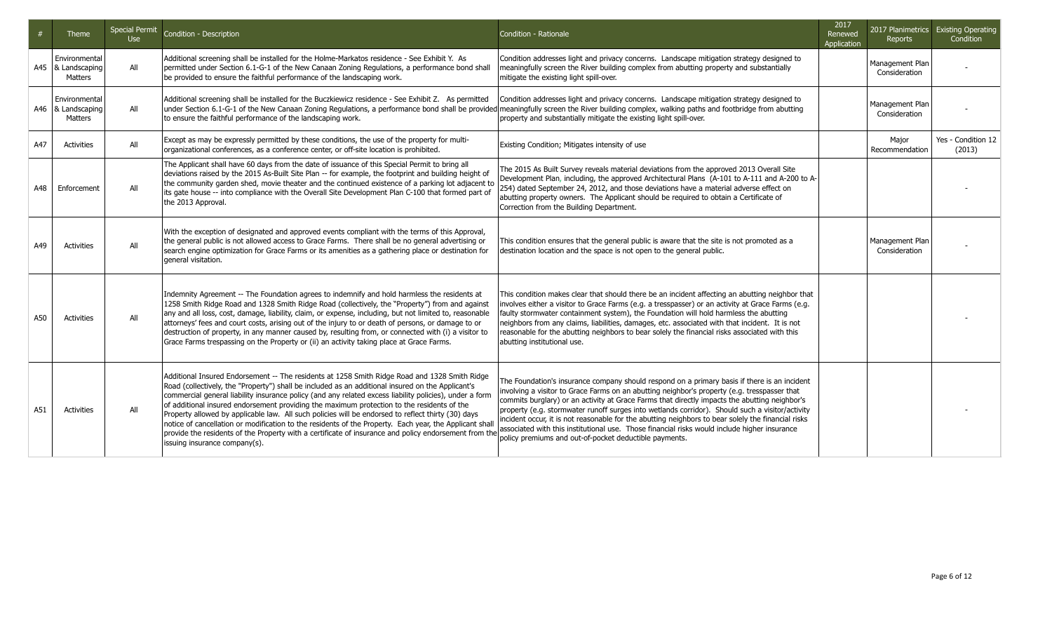| # | Theme | Special Permit Use | Condition - Description | Condition - Rationale | 2017 Renewed Application | 2017 Planimetrics Reports | Existing Operating Condition |
|---|---|---|---|---|---|---|---|
| A45 | Environmental & Landscaping Matters | All | Additional screening shall be installed for the Holme-Markatos residence - See Exhibit Y. As permitted under Section 6.1-G-1 of the New Canaan Zoning Regulations, a performance bond shall be provided to ensure the faithful performance of the landscaping work. | Condition addresses light and privacy concerns. Landscape mitigation strategy designed to meaningfully screen the River building complex from abutting property and substantially mitigate the existing light spill-over. | | Management Plan Consideration | - |
| A46 | Environmental & Landscaping Matters | All | Additional screening shall be installed for the Buczkiewicz residence - See Exhibit Z. As permitted under Section 6.1-G-1 of the New Canaan Zoning Regulations, a performance bond shall be provided to ensure the faithful performance of the landscaping work. | Condition addresses light and privacy concerns. Landscape mitigation strategy designed to meaningfully screen the River building complex, walking paths and footbridge from abutting property and substantially mitigate the existing light spill-over. | | Management Plan Consideration | - |
| A47 | Activities | All | Except as may be expressly permitted by these conditions, the use of the property for multi-organizational conferences, as a conference center, or off-site location is prohibited. | Existing Condition; Mitigates intensity of use | | Major Recommendation | Yes - Condition 12 (2013) |
| A48 | Enforcement | All | The Applicant shall have 60 days from the date of issuance of this Special Permit to bring all deviations raised by the 2015 As-Built Site Plan -- for example, the footprint and building height of the community garden shed, movie theater and the continued existence of a parking lot adjacent to its gate house -- into compliance with the Overall Site Development Plan C-100 that formed part of the 2013 Approval. | The 2015 As Built Survey reveals material deviations from the approved 2013 Overall Site Development Plan, including, the approved Architectural Plans (A-101 to A-111 and A-200 to A-254) dated September 24, 2012, and those deviations have a material adverse effect on abutting property owners. The Applicant should be required to obtain a Certificate of Correction from the Building Department. | | | - |
| A49 | Activities | All | With the exception of designated and approved events compliant with the terms of this Approval, the general public is not allowed access to Grace Farms. There shall be no general advertising or search engine optimization for Grace Farms or its amenities as a gathering place or destination for general visitation. | This condition ensures that the general public is aware that the site is not promoted as a destination location and the space is not open to the general public. | | Management Plan Consideration | - |
| A50 | Activities | All | Indemnity Agreement -- The Foundation agrees to indemnify and hold harmless the residents at 1258 Smith Ridge Road and 1328 Smith Ridge Road (collectively, the "Property") from and against any and all loss, cost, damage, liability, claim, or expense, including, but not limited to, reasonable attorneys' fees and court costs, arising out of the injury to or death of persons, or damage to or destruction of property, in any manner caused by, resulting from, or connected with (i) a visitor to Grace Farms trespassing on the Property or (ii) an activity taking place at Grace Farms. | This condition makes clear that should there be an incident affecting an abutting neighbor that involves either a visitor to Grace Farms (e.g. a tresspasser) or an activity at Grace Farms (e.g. faulty stormwater containment system), the Foundation will hold harmless the abutting neighbors from any claims, liabilities, damages, etc. associated with that incident. It is not reasonable for the abutting neighbors to bear solely the financial risks associated with this abutting institutional use. | | | - |
| A51 | Activities | All | Additional Insured Endorsement -- The residents at 1258 Smith Ridge Road and 1328 Smith Ridge Road (collectively, the "Property") shall be included as an additional insured on the Applicant's commercial general liability insurance policy (and any related excess liability policies), under a form of additional insured endorsement providing the maximum protection to the residents of the Property allowed by applicable law. All such policies will be endorsed to reflect thirty (30) days notice of cancellation or modification to the residents of the Property. Each year, the Applicant shall provide the residents of the Property with a certificate of insurance and policy endorsement from the issuing insurance company(s). | The Foundation's insurance company should respond on a primary basis if there is an incident involving a visitor to Grace Farms on an abutting neighbor's property (e.g. tresspasser that commits burglary) or an activity at Grace Farms that directly impacts the abutting neighbor's property (e.g. stormwater runoff surges into wetlands corridor). Should such a visitor/activity incident occur, it is not reasonable for the abutting neighbors to bear solely the financial risks associated with this institutional use. Those financial risks would include higher insurance policy premiums and out-of-pocket deductible payments. | | | - |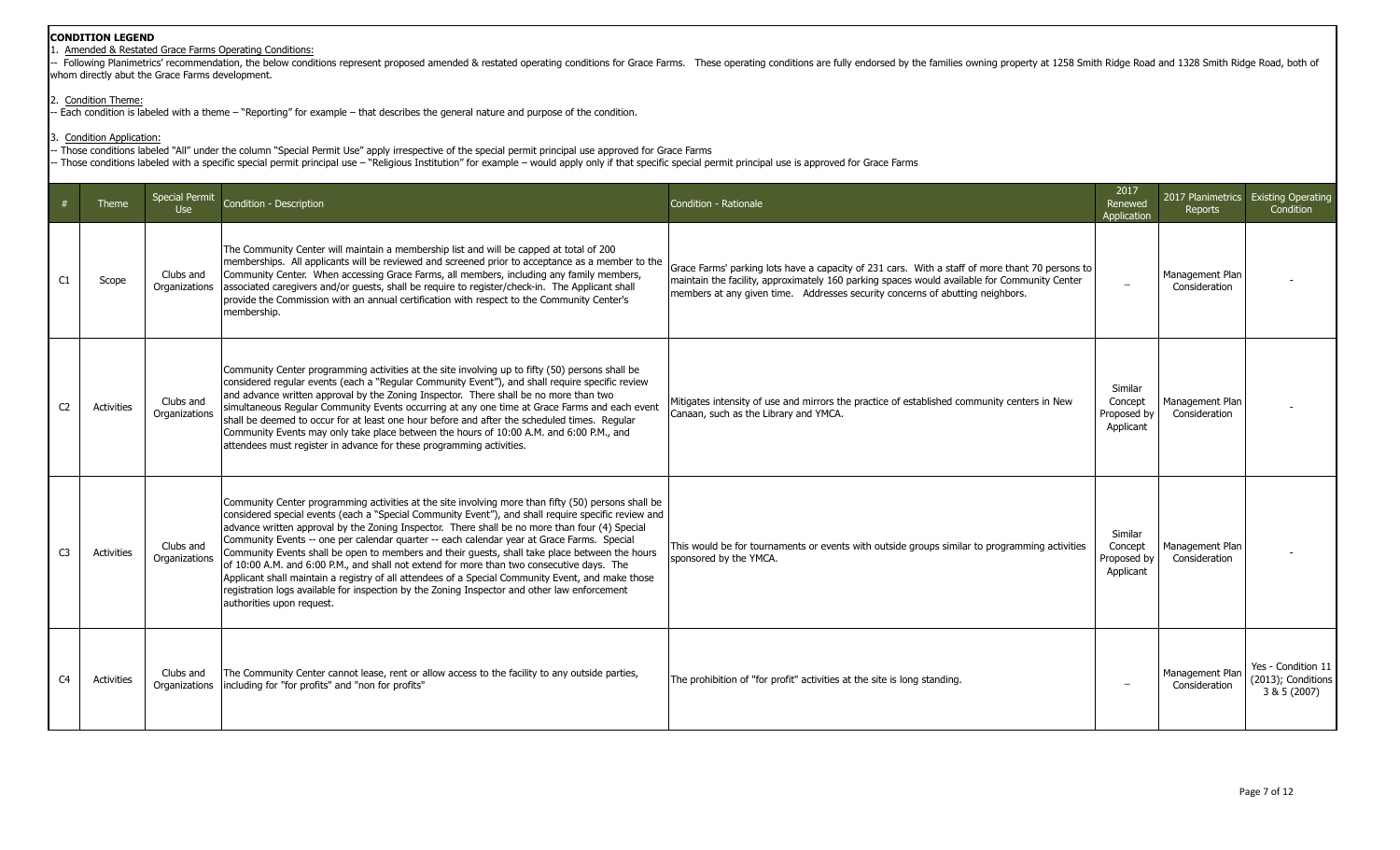**CONDITION LEGEND**

1. Amended & Restated Grace Farms Operating Conditions:

-- Following Planimetrics' recommendation, the below conditions represent proposed amended & restated operating conditions for Grace Farms. These operating conditions are fully endorsed by the families owning property at 1258 Smith Ridge Road and 1328 Smith Ridge Road, both of whom directly abut the Grace Farms development.

2. Condition Theme:

-- Each condition is labeled with a theme – "Reporting" for example – that describes the general nature and purpose of the condition.

3. Condition Application:

-- Those conditions labeled "All" under the column "Special Permit Use" apply irrespective of the special permit principal use approved for Grace Farms

-- Those conditions labeled with a specific special permit principal use – "Religious Institution" for example – would apply only if that specific special permit principal use is approved for Grace Farms

| # | Theme | Special Permit Use | Condition - Description | Condition - Rationale | 2017 Renewed Application | 2017 Planimetrics Reports | Existing Operating Condition |
|---|---|---|---|---|---|---|---|
| C1 | Scope | Clubs and Organizations | The Community Center will maintain a membership list and will be capped at total of 200 memberships. All applicants will be reviewed and screened prior to acceptance as a member to the Community Center. When accessing Grace Farms, all members, including any family members, associated caregivers and/or guests, shall be require to register/check-in. The Applicant shall provide the Commission with an annual certification with respect to the Community Center's membership. | Grace Farms' parking lots have a capacity of 231 cars. With a staff of more thant 70 persons to maintain the facility, approximately 160 parking spaces would available for Community Center members at any given time. Addresses security concerns of abutting neighbors. | – | Management Plan Consideration | - |
| C2 | Activities | Clubs and Organizations | Community Center programming activities at the site involving up to fifty (50) persons shall be considered regular events (each a "Regular Community Event"), and shall require specific review and advance written approval by the Zoning Inspector. There shall be no more than two simultaneous Regular Community Events occurring at any one time at Grace Farms and each event shall be deemed to occur for at least one hour before and after the scheduled times. Regular Community Events may only take place between the hours of 10:00 A.M. and 6:00 P.M., and attendees must register in advance for these programming activities. | Mitigates intensity of use and mirrors the practice of established community centers in New Canaan, such as the Library and YMCA. | Similar Concept Proposed by Applicant | Management Plan Consideration | - |
| C3 | Activities | Clubs and Organizations | Community Center programming activities at the site involving more than fifty (50) persons shall be considered special events (each a "Special Community Event"), and shall require specific review and advance written approval by the Zoning Inspector. There shall be no more than four (4) Special Community Events -- one per calendar quarter -- each calendar year at Grace Farms. Special Community Events shall be open to members and their guests, shall take place between the hours of 10:00 A.M. and 6:00 P.M., and shall not extend for more than two consecutive days. The Applicant shall maintain a registry of all attendees of a Special Community Event, and make those registration logs available for inspection by the Zoning Inspector and other law enforcement authorities upon request. | This would be for tournaments or events with outside groups similar to programming activities sponsored by the YMCA. | Similar Concept Proposed by Applicant | Management Plan Consideration | - |
| C4 | Activities | Clubs and Organizations | The Community Center cannot lease, rent or allow access to the facility to any outside parties, including for "for profits" and "non for profits" | The prohibition of "for profit" activities at the site is long standing. | – | Management Plan Consideration | Yes - Condition 11 (2013); Conditions 3 & 5 (2007) |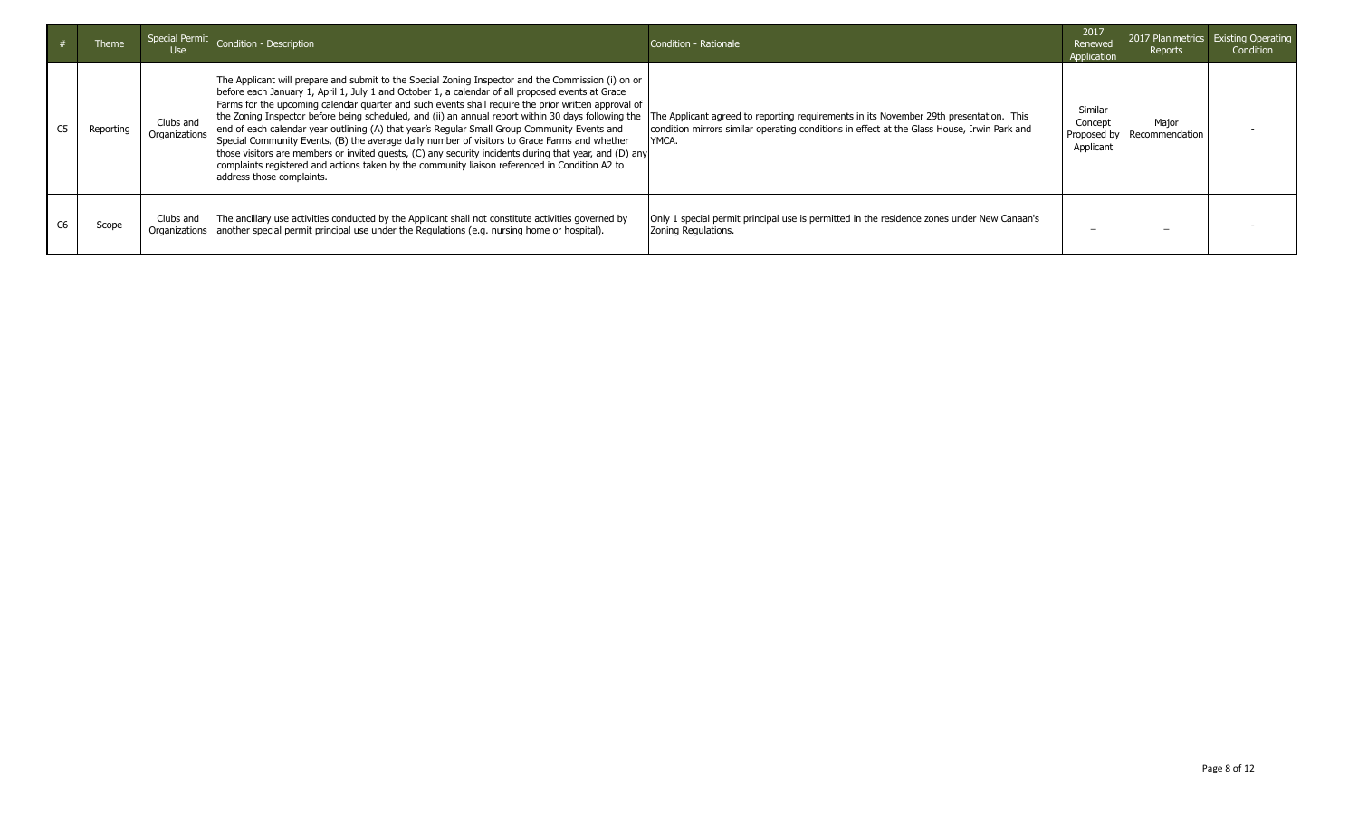| # | Theme | Special Permit Use | Condition - Description | Condition - Rationale | 2017 Renewed Application | 2017 Planimetrics Reports | Existing Operating Condition |
|---|---|---|---|---|---|---|---|
| C5 | Reporting | Clubs and Organizations | The Applicant will prepare and submit to the Special Zoning Inspector and the Commission (i) on or before each January 1, April 1, July 1 and October 1, a calendar of all proposed events at Grace Farms for the upcoming calendar quarter and such events shall require the prior written approval of the Zoning Inspector before being scheduled, and (ii) an annual report within 30 days following the end of each calendar year outlining (A) that year's Regular Small Group Community Events and Special Community Events, (B) the average daily number of visitors to Grace Farms and whether those visitors are members or invited guests, (C) any security incidents during that year, and (D) any complaints registered and actions taken by the community liaison referenced in Condition A2 to address those complaints. | The Applicant agreed to reporting requirements in its November 29th presentation. This condition mirrors similar operating conditions in effect at the Glass House, Irwin Park and YMCA. | Similar Concept Proposed by Applicant | Major Recommendation | - |
| C6 | Scope | Clubs and Organizations | The ancillary use activities conducted by the Applicant shall not constitute activities governed by another special permit principal use under the Regulations (e.g. nursing home or hospital). | Only 1 special permit principal use is permitted in the residence zones under New Canaan's Zoning Regulations. | – | – | - |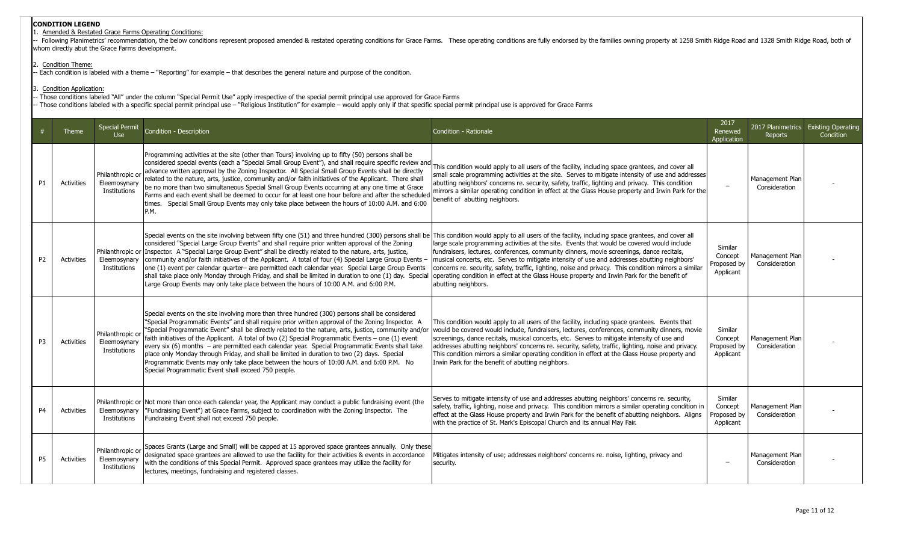**CONDITION LEGEND**

1. Amended & Restated Grace Farms Operating Conditions:
-- Following Planimetrics' recommendation, the below conditions represent proposed amended & restated operating conditions for Grace Farms. These operating conditions are fully endorsed by the families owning property at 1258 Smith Ridge Road and 1328 Smith Ridge Road, both of whom directly abut the Grace Farms development.

2. Condition Theme:
-- Each condition is labeled with a theme – "Reporting" for example – that describes the general nature and purpose of the condition.

3. Condition Application:
-- Those conditions labeled "All" under the column "Special Permit Use" apply irrespective of the special permit principal use approved for Grace Farms
-- Those conditions labeled with a specific special permit principal use – "Religious Institution" for example – would apply only if that specific special permit principal use is approved for Grace Farms

| # | Theme | Special Permit Use | Condition - Description | Condition - Rationale | 2017 Renewed Application | 2017 Planimetrics Reports | Existing Operating Condition |
|---|---|---|---|---|---|---|---|
| P1 | Activities | Philanthropic or Eleemosynary Institutions | Programming activities at the site (other than Tours) involving up to fifty (50) persons shall be considered special events (each a "Special Small Group Event"), and shall require specific review and advance written approval by the Zoning Inspector. All Special Small Group Events shall be directly related to the nature, arts, justice, community and/or faith initiatives of the Applicant. There shall be no more than two simultaneous Special Small Group Events occurring at any one time at Grace Farms and each event shall be deemed to occur for at least one hour before and after the scheduled times. Special Small Group Events may only take place between the hours of 10:00 A.M. and 6:00 P.M. | This condition would apply to all users of the facility, including space grantees, and cover all small scale programming activities at the site. Serves to mitigate intensity of use and addresses abutting neighbors' concerns re. security, safety, traffic, lighting and privacy. This condition mirrors a similar operating condition in effect at the Glass House property and Irwin Park for the benefit of abutting neighbors. | – | Management Plan Consideration | - |
| P2 | Activities | Philanthropic or Eleemosynary Institutions | Special events on the site involving between fifty one (51) and three hundred (300) persons shall be considered "Special Large Group Events" and shall require prior written approval of the Zoning Inspector. A "Special Large Group Event" shall be directly related to the nature, arts, justice, community and/or faith initiatives of the Applicant. A total of four (4) Special Large Group Events – one (1) event per calendar quarter– are permitted each calendar year. Special Large Group Events shall take place only Monday through Friday, and shall be limited in duration to one (1) day. Special Large Group Events may only take place between the hours of 10:00 A.M. and 6:00 P.M. | This condition would apply to all users of the facility, including space grantees, and cover all large scale programming activities at the site. Events that would be covered would include fundraisers, lectures, conferences, community dinners, movie screenings, dance recitals, musical concerts, etc. Serves to mitigate intensity of use and addresses abutting neighbors' concerns re. security, safety, traffic, lighting, noise and privacy. This condition mirrors a similar operating condition in effect at the Glass House property and Irwin Park for the benefit of abutting neighbors. | Similar Concept Proposed by Applicant | Management Plan Consideration | - |
| P3 | Activities | Philanthropic or Eleemosynary Institutions | Special events on the site involving more than three hundred (300) persons shall be considered "Special Programmatic Events" and shall require prior written approval of the Zoning Inspector. A "Special Programmatic Event" shall be directly related to the nature, arts, justice, community and/or faith initiatives of the Applicant. A total of two (2) Special Programmatic Events – one (1) event every six (6) months – are permitted each calendar year. Special Programmatic Events shall take place only Monday through Friday, and shall be limited in duration to two (2) days. Special Programmatic Events may only take place between the hours of 10:00 A.M. and 6:00 P.M. No Special Programmatic Event shall exceed 750 people. | This condition would apply to all users of the facility, including space grantees. Events that would be covered would include, fundraisers, lectures, conferences, community dinners, movie screenings, dance recitals, musical concerts, etc. Serves to mitigate intensity of use and addresses abutting neighbors' concerns re. security, safety, traffic, lighting, noise and privacy. This condition mirrors a similar operating condition in effect at the Glass House property and Irwin Park for the benefit of abutting neighbors. | Similar Concept Proposed by Applicant | Management Plan Consideration | - |
| P4 | Activities | Philanthropic or Eleemosynary Institutions | Not more than once each calendar year, the Applicant may conduct a public fundraising event (the "Fundraising Event") at Grace Farms, subject to coordination with the Zoning Inspector. The Fundraising Event shall not exceed 750 people. | Serves to mitigate intensity of use and addresses abutting neighbors' concerns re. security, safety, traffic, lighting, noise and privacy. This condition mirrors a similar operating condition in effect at the Glass House property and Irwin Park for the benefit of abutting neighbors. Aligns with the practice of St. Mark's Episcopal Church and its annual May Fair. | Similar Concept Proposed by Applicant | Management Plan Consideration | - |
| P5 | Activities | Philanthropic or Eleemosynary Institutions | Spaces Grants (Large and Small) will be capped at 15 approved space grantees annually. Only these designated space grantees are allowed to use the facility for their activities & events in accordance with the conditions of this Special Permit. Approved space grantees may utilize the facility for lectures, meetings, fundraising and registered classes. | Mitigates intensity of use; addresses neighbors' concerns re. noise, lighting, privacy and security. | – | Management Plan Consideration | - |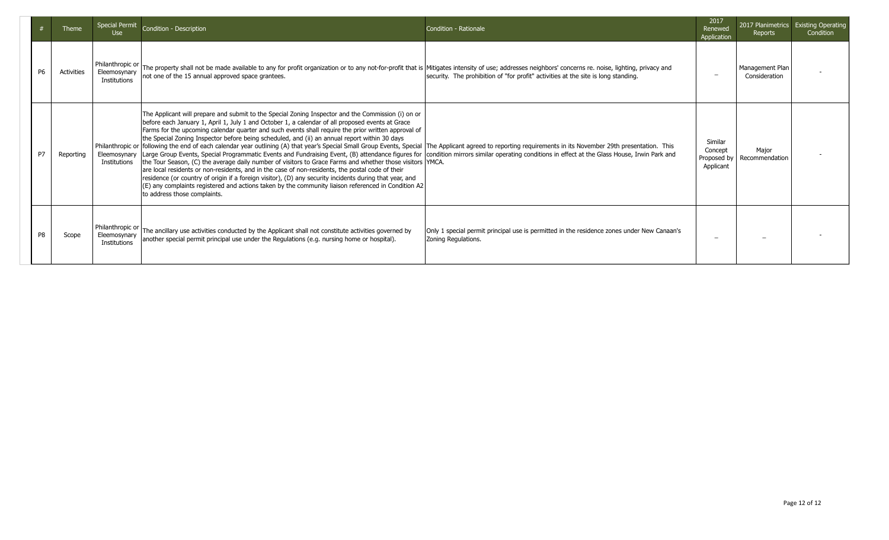| # | Theme | Special Permit Use | Condition - Description | Condition - Rationale | 2017 Renewed Application | 2017 Planimetrics Reports | Existing Operating Condition |
|---|---|---|---|---|---|---|---|
| P6 | Activities | Philanthropic or Eleemosynary Institutions | The property shall not be made available to any for profit organization or to any not-for-profit that is not one of the 15 annual approved space grantees. | Mitigates intensity of use; addresses neighbors' concerns re. noise, lighting, privacy and security. The prohibition of "for profit" activities at the site is long standing. | – | Management Plan Consideration | - |
| P7 | Reporting | Philanthropic or Eleemosynary Institutions | The Applicant will prepare and submit to the Special Zoning Inspector and the Commission (i) on or before each January 1, April 1, July 1 and October 1, a calendar of all proposed events at Grace Farms for the upcoming calendar quarter and such events shall require the prior written approval of the Special Zoning Inspector before being scheduled, and (ii) an annual report within 30 days following the end of each calendar year outlining (A) that year's Special Small Group Events, Special Large Group Events, Special Programmatic Events and Fundraising Event, (B) attendance figures for the Tour Season, (C) the average daily number of visitors to Grace Farms and whether those visitors are local residents or non-residents, and in the case of non-residents, the postal code of their residence (or country of origin if a foreign visitor), (D) any security incidents during that year, and (E) any complaints registered and actions taken by the community liaison referenced in Condition A2 to address those complaints. | The Applicant agreed to reporting requirements in its November 29th presentation. This condition mirrors similar operating conditions in effect at the Glass House, Irwin Park and YMCA. | Similar Concept Proposed by Applicant | Major Recommendation | - |
| P8 | Scope | Philanthropic or Eleemosynary Institutions | The ancillary use activities conducted by the Applicant shall not constitute activities governed by another special permit principal use under the Regulations (e.g. nursing home or hospital). | Only 1 special permit principal use is permitted in the residence zones under New Canaan's Zoning Regulations. | – | – | - |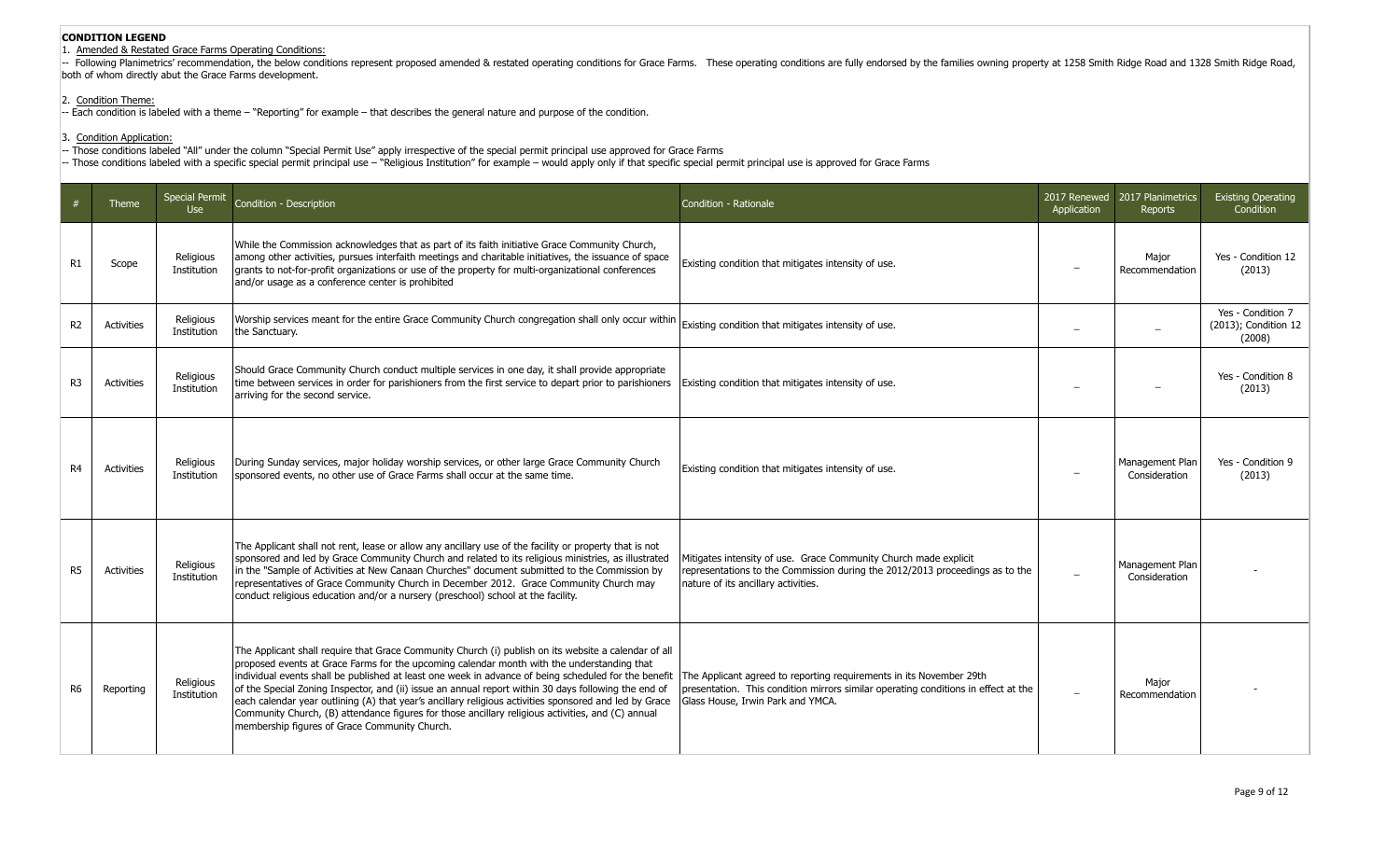**CONDITION LEGEND**

1. Amended & Restated Grace Farms Operating Conditions:

-- Following Planimetrics' recommendation, the below conditions represent proposed amended & restated operating conditions for Grace Farms. These operating conditions are fully endorsed by the families owning property at 1258 Smith Ridge Road and 1328 Smith Ridge Road, both of whom directly abut the Grace Farms development.

2. Condition Theme:

-- Each condition is labeled with a theme – "Reporting" for example – that describes the general nature and purpose of the condition.

3. Condition Application:

-- Those conditions labeled "All" under the column "Special Permit Use" apply irrespective of the special permit principal use approved for Grace Farms

-- Those conditions labeled with a specific special permit principal use – "Religious Institution" for example – would apply only if that specific special permit principal use is approved for Grace Farms

| # | Theme | Special Permit Use | Condition - Description | Condition - Rationale | 2017 Renewed Application | 2017 Planimetrics Reports | Existing Operating Condition |
|---|---|---|---|---|---|---|---|
| R1 | Scope | Religious Institution | While the Commission acknowledges that as part of its faith initiative Grace Community Church, among other activities, pursues interfaith meetings and charitable initiatives, the issuance of space grants to not-for-profit organizations or use of the property for multi-organizational conferences and/or usage as a conference center is prohibited | Existing condition that mitigates intensity of use. | – | Major Recommendation | Yes - Condition 12 (2013) |
| R2 | Activities | Religious Institution | Worship services meant for the entire Grace Community Church congregation shall only occur within the Sanctuary. | Existing condition that mitigates intensity of use. | – | – | Yes - Condition 7 (2013); Condition 12 (2008) |
| R3 | Activities | Religious Institution | Should Grace Community Church conduct multiple services in one day, it shall provide appropriate time between services in order for parishioners from the first service to depart prior to parishioners arriving for the second service. | Existing condition that mitigates intensity of use. | – | – | Yes - Condition 8 (2013) |
| R4 | Activities | Religious Institution | During Sunday services, major holiday worship services, or other large Grace Community Church sponsored events, no other use of Grace Farms shall occur at the same time. | Existing condition that mitigates intensity of use. | – | Management Plan Consideration | Yes - Condition 9 (2013) |
| R5 | Activities | Religious Institution | The Applicant shall not rent, lease or allow any ancillary use of the facility or property that is not sponsored and led by Grace Community Church and related to its religious ministries, as illustrated in the "Sample of Activities at New Canaan Churches" document submitted to the Commission by representatives of Grace Community Church in December 2012. Grace Community Church may conduct religious education and/or a nursery (preschool) school at the facility. | Mitigates intensity of use. Grace Community Church made explicit representations to the Commission during the 2012/2013 proceedings as to the nature of its ancillary activities. | – | Management Plan Consideration | - |
| R6 | Reporting | Religious Institution | The Applicant shall require that Grace Community Church (i) publish on its website a calendar of all proposed events at Grace Farms for the upcoming calendar month with the understanding that individual events shall be published at least one week in advance of being scheduled for the benefit of the Special Zoning Inspector, and (ii) issue an annual report within 30 days following the end of each calendar year outlining (A) that year's ancillary religious activities sponsored and led by Grace Community Church, (B) attendance figures for those ancillary religious activities, and (C) annual membership figures of Grace Community Church. | The Applicant agreed to reporting requirements in its November 29th presentation. This condition mirrors similar operating conditions in effect at the Glass House, Irwin Park and YMCA. | – | Major Recommendation | - |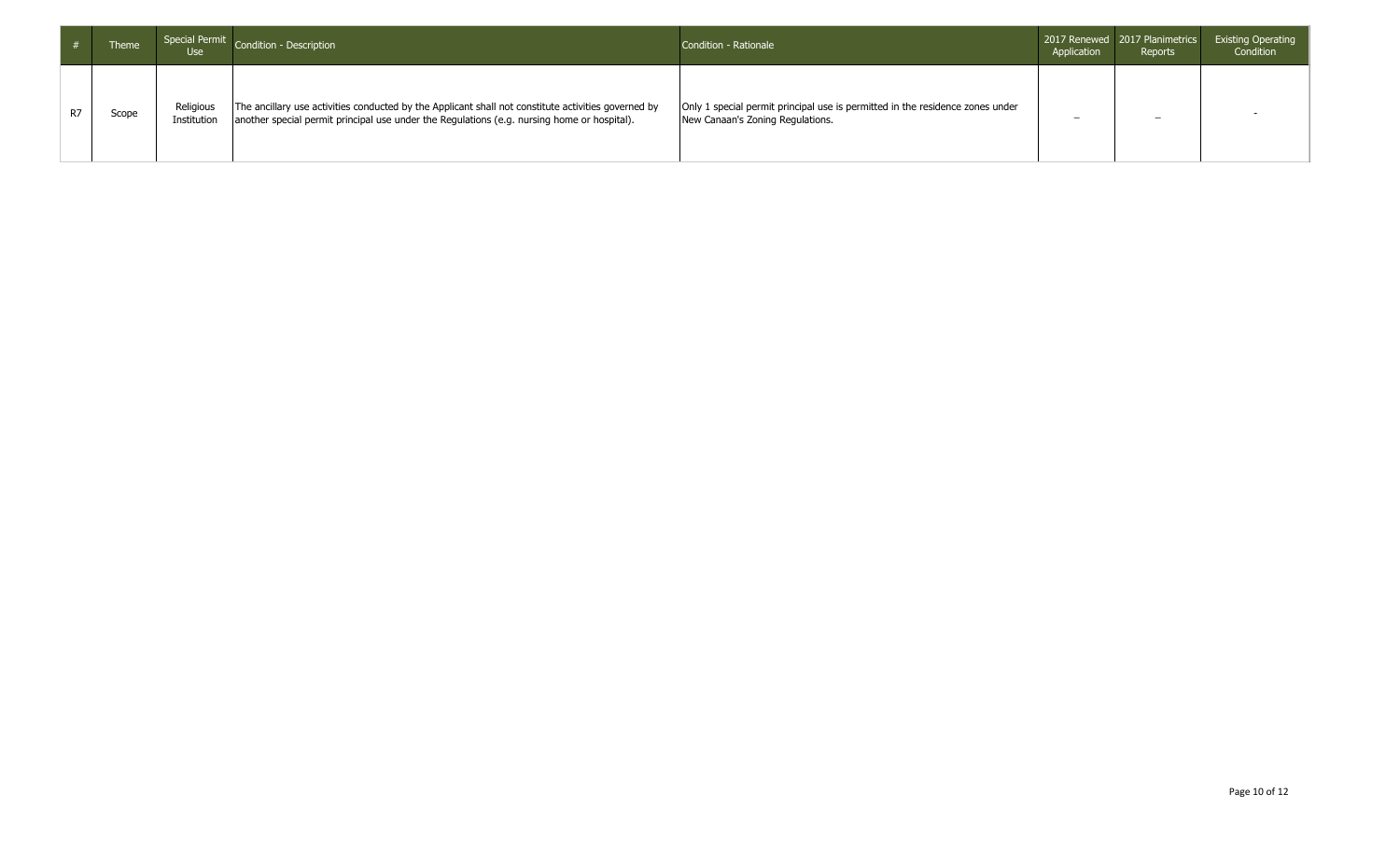| # | Theme | Special Permit Use | Condition - Description | Condition - Rationale | 2017 Renewed Application | 2017 Planimetrics Reports | Existing Operating Condition |
|---|---|---|---|---|---|---|---|
| R7 | Scope | Religious Institution | The ancillary use activities conducted by the Applicant shall not constitute activities governed by another special permit principal use under the Regulations (e.g. nursing home or hospital). | Only 1 special permit principal use is permitted in the residence zones under New Canaan's Zoning Regulations. | – | – | - |